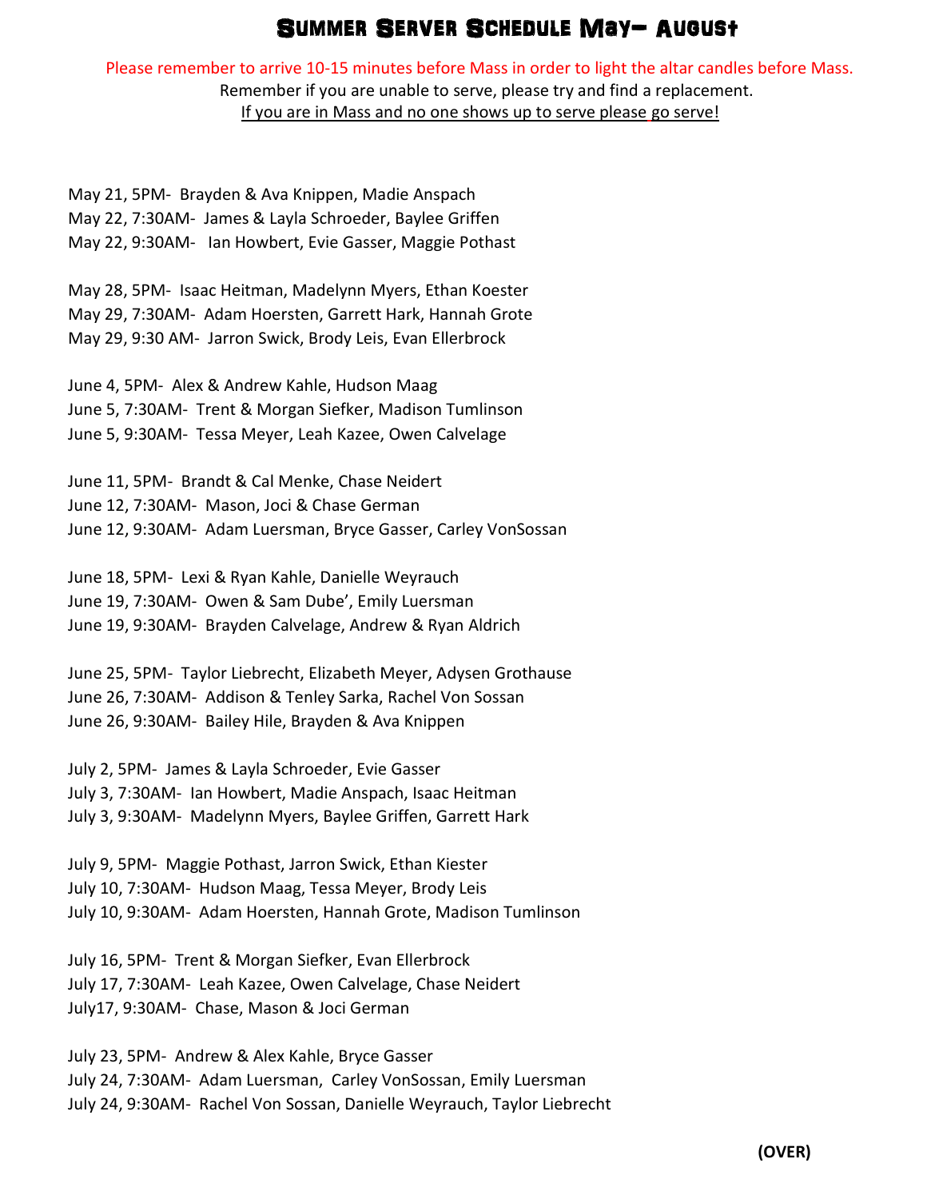# Summer Server Schedule May– August

Please remember to arrive 10-15 minutes before Mass in order to light the altar candles before Mass.

Remember if you are unable to serve, please try and find a replacement.

If you are in Mass and no one shows up to serve please go serve!

May 21, 5PM- Brayden & Ava Knippen, Madie Anspach  
May 22, 7:30AM- James & Layla Schroeder, Baylee Griffen  
May 22, 9:30AM- Ian Howbert, Evie Gasser, Maggie Pothast

May 28, 5PM- Isaac Heitman, Madelynn Myers, Ethan Koester  
May 29, 7:30AM- Adam Hoersten, Garrett Hark, Hannah Grote  
May 29, 9:30 AM- Jarron Swick, Brody Leis, Evan Ellerbrock

June 4, 5PM- Alex & Andrew Kahle, Hudson Maag  
June 5, 7:30AM- Trent & Morgan Siefker, Madison Tumlinson  
June 5, 9:30AM- Tessa Meyer, Leah Kazee, Owen Calvelage

June 11, 5PM- Brandt & Cal Menke, Chase Neidert  
June 12, 7:30AM- Mason, Joci & Chase German  
June 12, 9:30AM- Adam Luersman, Bryce Gasser, Carley VonSossan

June 18, 5PM- Lexi & Ryan Kahle, Danielle Weyrauch  
June 19, 7:30AM- Owen & Sam Dube', Emily Luersman  
June 19, 9:30AM- Brayden Calvelage, Andrew & Ryan Aldrich

June 25, 5PM- Taylor Liebrecht, Elizabeth Meyer, Adysen Grothause  
June 26, 7:30AM- Addison & Tenley Sarka, Rachel Von Sossan  
June 26, 9:30AM- Bailey Hile, Brayden & Ava Knippen

July 2, 5PM- James & Layla Schroeder, Evie Gasser  
July 3, 7:30AM- Ian Howbert, Madie Anspach, Isaac Heitman  
July 3, 9:30AM- Madelynn Myers, Baylee Griffen, Garrett Hark

July 9, 5PM- Maggie Pothast, Jarron Swick, Ethan Kiester  
July 10, 7:30AM- Hudson Maag, Tessa Meyer, Brody Leis  
July 10, 9:30AM- Adam Hoersten, Hannah Grote, Madison Tumlinson

July 16, 5PM- Trent & Morgan Siefker, Evan Ellerbrock  
July 17, 7:30AM- Leah Kazee, Owen Calvelage, Chase Neidert  
July17, 9:30AM- Chase, Mason & Joci German

July 23, 5PM- Andrew & Alex Kahle, Bryce Gasser  
July 24, 7:30AM- Adam Luersman, Carley VonSossan, Emily Luersman  
July 24, 9:30AM- Rachel Von Sossan, Danielle Weyrauch, Taylor Liebrecht

**(OVER)**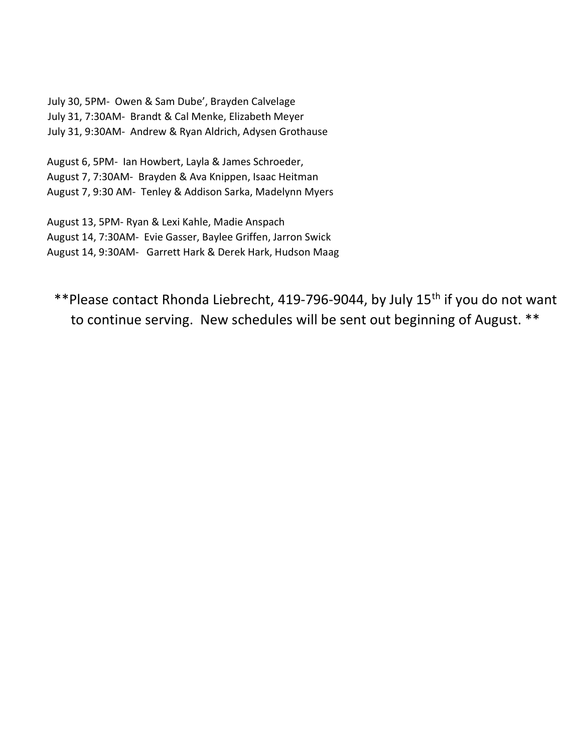July 30, 5PM- Owen & Sam Dube', Brayden Calvelage
July 31, 7:30AM- Brandt & Cal Menke, Elizabeth Meyer
July 31, 9:30AM- Andrew & Ryan Aldrich, Adysen Grothause

August 6, 5PM- Ian Howbert, Layla & James Schroeder,
August 7, 7:30AM- Brayden & Ava Knippen, Isaac Heitman
August 7, 9:30 AM- Tenley & Addison Sarka, Madelynn Myers

August 13, 5PM- Ryan & Lexi Kahle, Madie Anspach
August 14, 7:30AM- Evie Gasser, Baylee Griffen, Jarron Swick
August 14, 9:30AM- Garrett Hark & Derek Hark, Hudson Maag

**Please contact Rhonda Liebrecht, 419-796-9044, by July 15th if you do not want to continue serving. New schedules will be sent out beginning of August. **